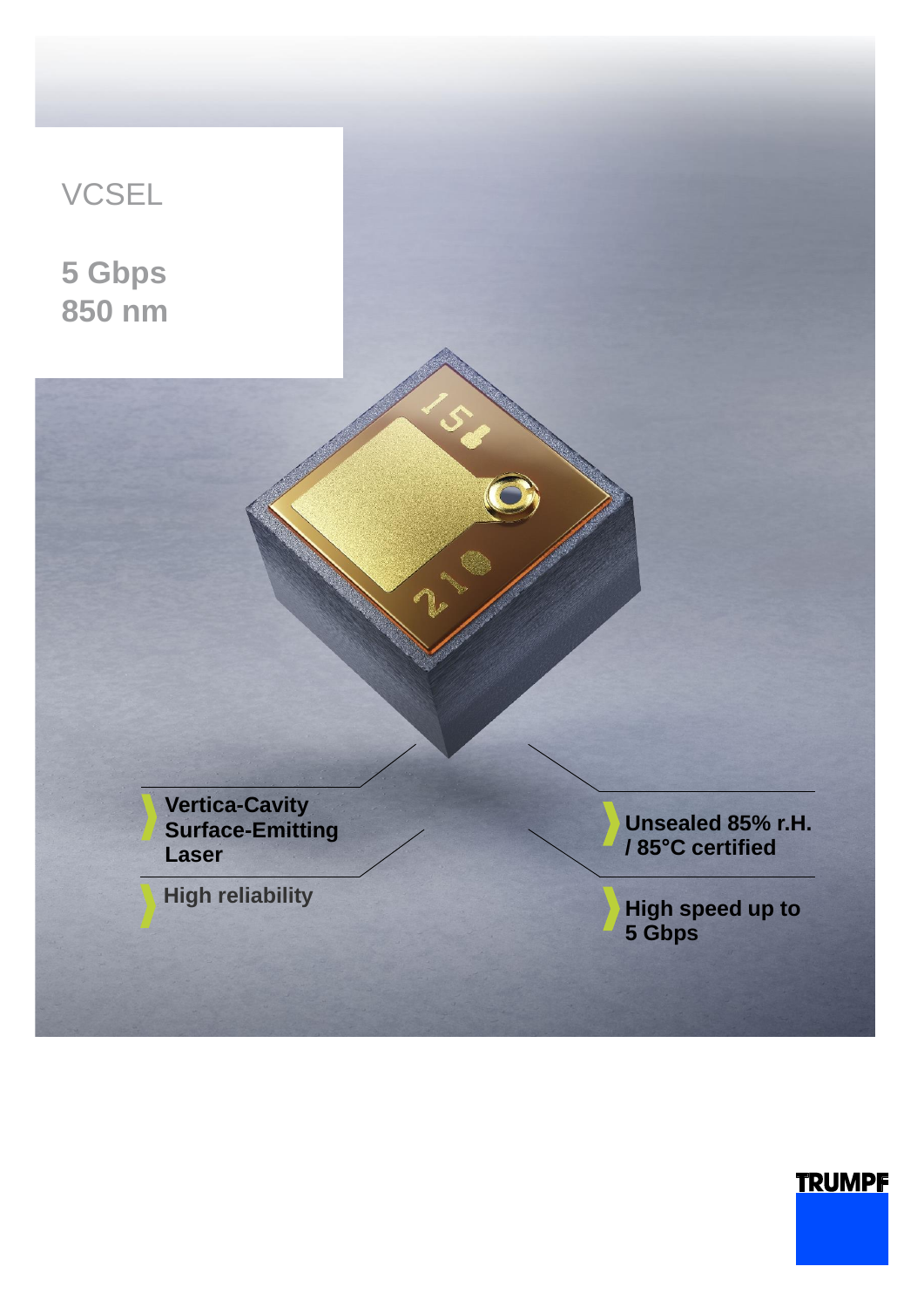# VCSEL

## 5 Gbps
## 850 nm

- Vertica-Cavity Surface-Emitting Laser
- High reliability
- Unsealed 85% r.H. / 85°C certified
- High speed up to 5 Gbps

TRUMPF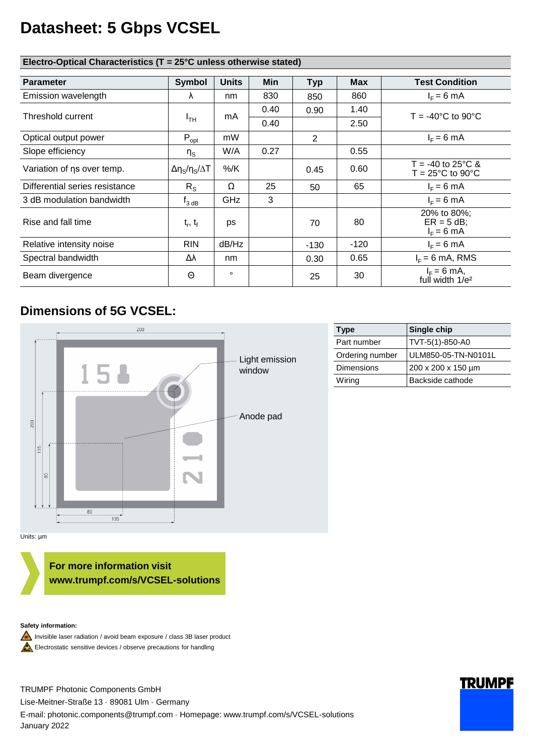# Datasheet: 5 Gbps VCSEL

**Electro-Optical Characteristics (T = 25°C unless otherwise stated)**

| Parameter | Symbol | Units | Min | Typ | Max | Test Condition |
|---|---|---|---|---|---|---|
| Emission wavelength | λ | nm | 830 | 850 | 860 | $I_F$ = 6 mA |
| Threshold current | $I_{TH}$ | mA | 0.40 | 0.90 | 1.40 | T = -40°C to 90°C |
| | | | 0.40 | | 2.50 | |
| Optical output power | $P_{opt}$ | mW | | 2 | | $I_F$ = 6 mA |
| Slope efficiency | $\eta_S$ | W/A | 0.27 | | 0.55 | |
| Variation of ηs over temp. | $\Delta\eta_S/\eta_S/\Delta T$ | %/K | | 0.45 | 0.60 | T = -40 to 25°C & T = 25°C to 90°C |
| Differential series resistance | $R_S$ | Ω | 25 | 50 | 65 | $I_F$ = 6 mA |
| 3 dB modulation bandwidth | $f_{3\,dB}$ | GHz | 3 | | | $I_F$ = 6 mA |
| Rise and fall time | $t_r$, $t_f$ | ps | | 70 | 80 | 20% to 80%; ER = 5 dB; $I_F$ = 6 mA |
| Relative intensity noise | RIN | dB/Hz | | -130 | -120 | $I_F$ = 6 mA |
| Spectral bandwidth | Δλ | nm | | 0.30 | 0.65 | $I_F$ = 6 mA, RMS |
| Beam divergence | Θ | ° | | 25 | 30 | $I_F$ = 6 mA, full width 1/e² |

## Dimensions of 5G VCSEL:

200

200

135

80

80

135

Light emission window

Anode pad

Units: µm

| Type | Single chip |
|---|---|
| Part number | TVT-5(1)-850-A0 |
| Ordering number | ULM850-05-TN-N0101L |
| Dimensions | 200 x 200 x 150 µm |
| Wiring | Backside cathode |

**For more information visit www.trumpf.com/s/VCSEL-solutions**

**Safety information:**

Invisible laser radiation / avoid beam exposure / class 3B laser product

Electrostatic sensitive devices / observe precautions for handling

TRUMPF Photonic Components GmbH
Lise-Meitner-Straße 13 · 89081 Ulm · Germany
E-mail: photonic.components@trumpf.com · Homepage: www.trumpf.com/s/VCSEL-solutions
January 2022

TRUMPF